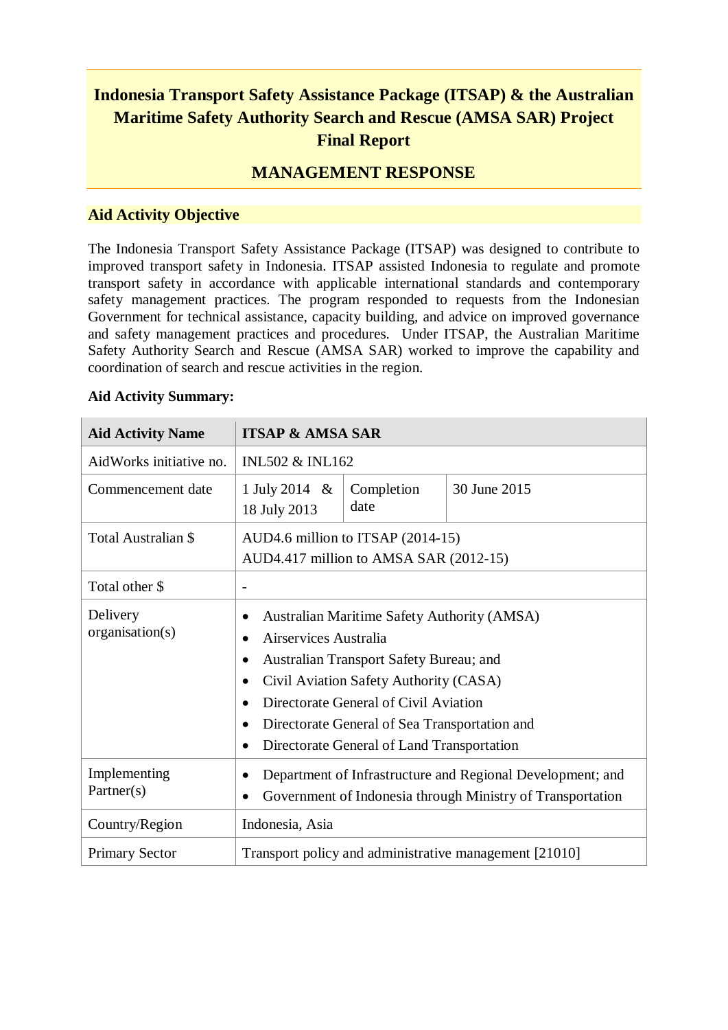# Indonesia Transport Safety Assistance Package (ITSAP) & the Australian Maritime Safety Authority Search and Rescue (AMSA SAR) Project Final Report

## MANAGEMENT RESPONSE

### Aid Activity Objective

The Indonesia Transport Safety Assistance Package (ITSAP) was designed to contribute to improved transport safety in Indonesia. ITSAP assisted Indonesia to regulate and promote transport safety in accordance with applicable international standards and contemporary safety management practices. The program responded to requests from the Indonesian Government for technical assistance, capacity building, and advice on improved governance and safety management practices and procedures. Under ITSAP, the Australian Maritime Safety Authority Search and Rescue (AMSA SAR) worked to improve the capability and coordination of search and rescue activities in the region.

**Aid Activity Summary:**

| Aid Activity Name | ITSAP & AMSA SAR | | |
|---|---|---|---|
| AidWorks initiative no. | INL502 & INL162 | | |
| Commencement date | 1 July 2014 & 18 July 2013 | Completion date | 30 June 2015 |
| Total Australian $ | AUD4.6 million to ITSAP (2014-15)<br>AUD4.417 million to AMSA SAR (2012-15) | | |
| Total other $ | - | | |
| Delivery organisation(s) | • Australian Maritime Safety Authority (AMSA)<br>• Airservices Australia<br>• Australian Transport Safety Bureau; and<br>• Civil Aviation Safety Authority (CASA)<br>• Directorate General of Civil Aviation<br>• Directorate General of Sea Transportation and<br>• Directorate General of Land Transportation | | |
| Implementing Partner(s) | • Department of Infrastructure and Regional Development; and<br>• Government of Indonesia through Ministry of Transportation | | |
| Country/Region | Indonesia, Asia | | |
| Primary Sector | Transport policy and administrative management [21010] | | |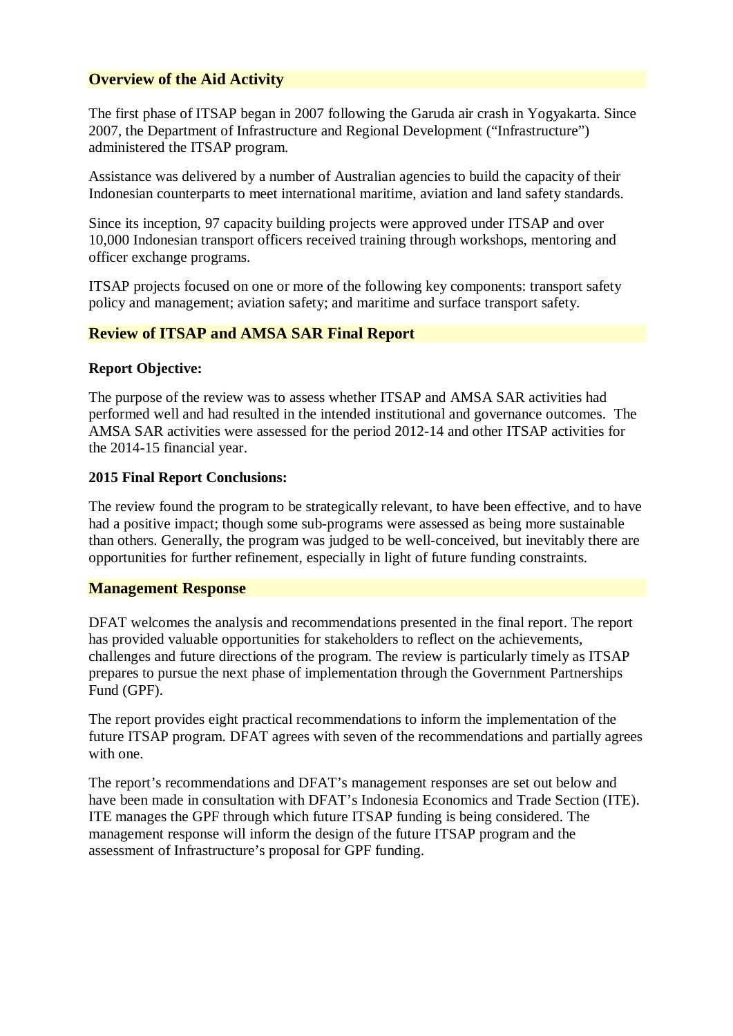## Overview of the Aid Activity

The first phase of ITSAP began in 2007 following the Garuda air crash in Yogyakarta. Since 2007, the Department of Infrastructure and Regional Development ("Infrastructure") administered the ITSAP program.

Assistance was delivered by a number of Australian agencies to build the capacity of their Indonesian counterparts to meet international maritime, aviation and land safety standards.

Since its inception, 97 capacity building projects were approved under ITSAP and over 10,000 Indonesian transport officers received training through workshops, mentoring and officer exchange programs.

ITSAP projects focused on one or more of the following key components: transport safety policy and management; aviation safety; and maritime and surface transport safety.

## Review of ITSAP and AMSA SAR Final Report

**Report Objective:**

The purpose of the review was to assess whether ITSAP and AMSA SAR activities had performed well and had resulted in the intended institutional and governance outcomes. The AMSA SAR activities were assessed for the period 2012-14 and other ITSAP activities for the 2014-15 financial year.

**2015 Final Report Conclusions:**

The review found the program to be strategically relevant, to have been effective, and to have had a positive impact; though some sub-programs were assessed as being more sustainable than others. Generally, the program was judged to be well-conceived, but inevitably there are opportunities for further refinement, especially in light of future funding constraints.

## Management Response

DFAT welcomes the analysis and recommendations presented in the final report. The report has provided valuable opportunities for stakeholders to reflect on the achievements, challenges and future directions of the program. The review is particularly timely as ITSAP prepares to pursue the next phase of implementation through the Government Partnerships Fund (GPF).

The report provides eight practical recommendations to inform the implementation of the future ITSAP program. DFAT agrees with seven of the recommendations and partially agrees with one.

The report's recommendations and DFAT's management responses are set out below and have been made in consultation with DFAT's Indonesia Economics and Trade Section (ITE). ITE manages the GPF through which future ITSAP funding is being considered. The management response will inform the design of the future ITSAP program and the assessment of Infrastructure's proposal for GPF funding.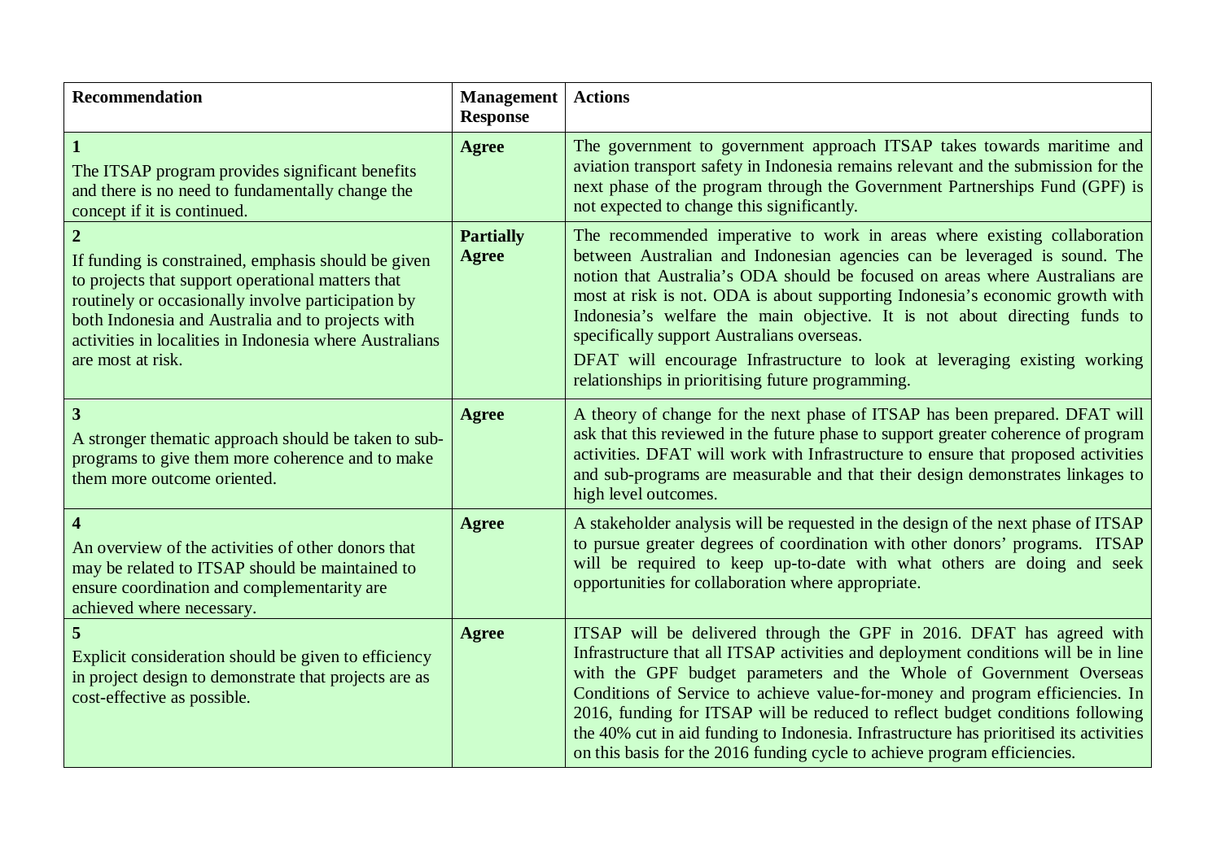| Recommendation | Management Response | Actions |
| --- | --- | --- |
| **1** The ITSAP program provides significant benefits and there is no need to fundamentally change the concept if it is continued. | **Agree** | The government to government approach ITSAP takes towards maritime and aviation transport safety in Indonesia remains relevant and the submission for the next phase of the program through the Government Partnerships Fund (GPF) is not expected to change this significantly. |
| **2** If funding is constrained, emphasis should be given to projects that support operational matters that routinely or occasionally involve participation by both Indonesia and Australia and to projects with activities in localities in Indonesia where Australians are most at risk. | **Partially Agree** | The recommended imperative to work in areas where existing collaboration between Australian and Indonesian agencies can be leveraged is sound. The notion that Australia's ODA should be focused on areas where Australians are most at risk is not. ODA is about supporting Indonesia's economic growth with Indonesia's welfare the main objective. It is not about directing funds to specifically support Australians overseas. DFAT will encourage Infrastructure to look at leveraging existing working relationships in prioritising future programming. |
| **3** A stronger thematic approach should be taken to sub-programs to give them more coherence and to make them more outcome oriented. | **Agree** | A theory of change for the next phase of ITSAP has been prepared. DFAT will ask that this reviewed in the future phase to support greater coherence of program activities. DFAT will work with Infrastructure to ensure that proposed activities and sub-programs are measurable and that their design demonstrates linkages to high level outcomes. |
| **4** An overview of the activities of other donors that may be related to ITSAP should be maintained to ensure coordination and complementarity are achieved where necessary. | **Agree** | A stakeholder analysis will be requested in the design of the next phase of ITSAP to pursue greater degrees of coordination with other donors' programs. ITSAP will be required to keep up-to-date with what others are doing and seek opportunities for collaboration where appropriate. |
| **5** Explicit consideration should be given to efficiency in project design to demonstrate that projects are as cost-effective as possible. | **Agree** | ITSAP will be delivered through the GPF in 2016. DFAT has agreed with Infrastructure that all ITSAP activities and deployment conditions will be in line with the GPF budget parameters and the Whole of Government Overseas Conditions of Service to achieve value-for-money and program efficiencies. In 2016, funding for ITSAP will be reduced to reflect budget conditions following the 40% cut in aid funding to Indonesia. Infrastructure has prioritised its activities on this basis for the 2016 funding cycle to achieve program efficiencies. |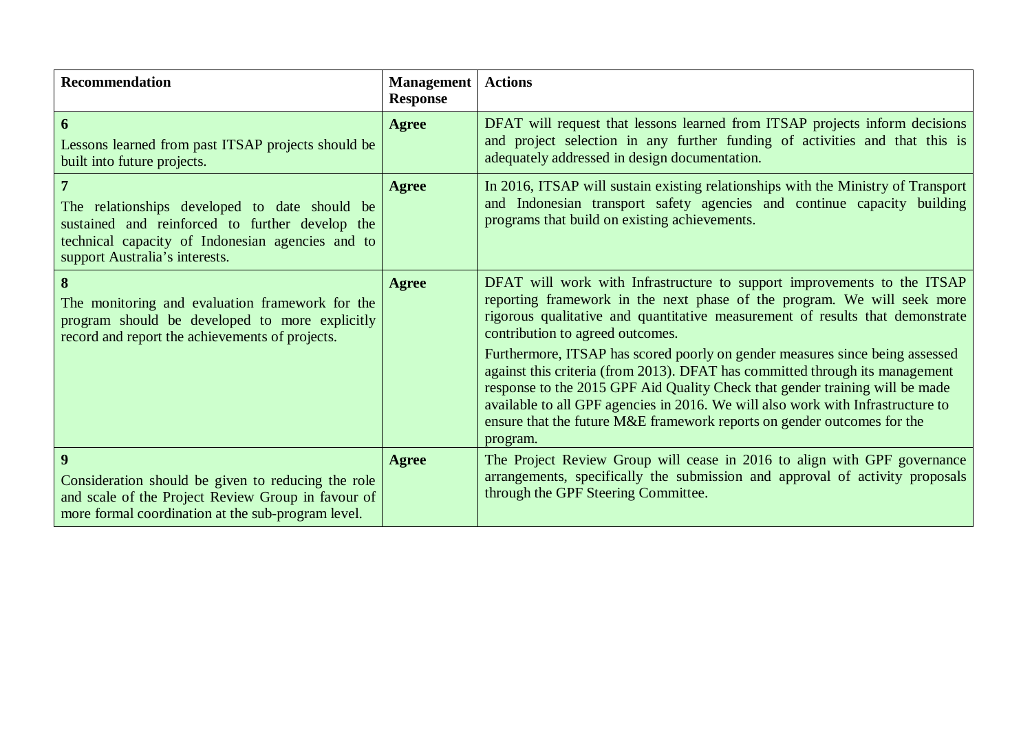| Recommendation | Management Response | Actions |
|---|---|---|
| **6** Lessons learned from past ITSAP projects should be built into future projects. | **Agree** | DFAT will request that lessons learned from ITSAP projects inform decisions and project selection in any further funding of activities and that this is adequately addressed in design documentation. |
| **7** The relationships developed to date should be sustained and reinforced to further develop the technical capacity of Indonesian agencies and to support Australia's interests. | **Agree** | In 2016, ITSAP will sustain existing relationships with the Ministry of Transport and Indonesian transport safety agencies and continue capacity building programs that build on existing achievements. |
| **8** The monitoring and evaluation framework for the program should be developed to more explicitly record and report the achievements of projects. | **Agree** | DFAT will work with Infrastructure to support improvements to the ITSAP reporting framework in the next phase of the program. We will seek more rigorous qualitative and quantitative measurement of results that demonstrate contribution to agreed outcomes.<br><br>Furthermore, ITSAP has scored poorly on gender measures since being assessed against this criteria (from 2013). DFAT has committed through its management response to the 2015 GPF Aid Quality Check that gender training will be made available to all GPF agencies in 2016. We will also work with Infrastructure to ensure that the future M&E framework reports on gender outcomes for the program. |
| **9** Consideration should be given to reducing the role and scale of the Project Review Group in favour of more formal coordination at the sub-program level. | **Agree** | The Project Review Group will cease in 2016 to align with GPF governance arrangements, specifically the submission and approval of activity proposals through the GPF Steering Committee. |